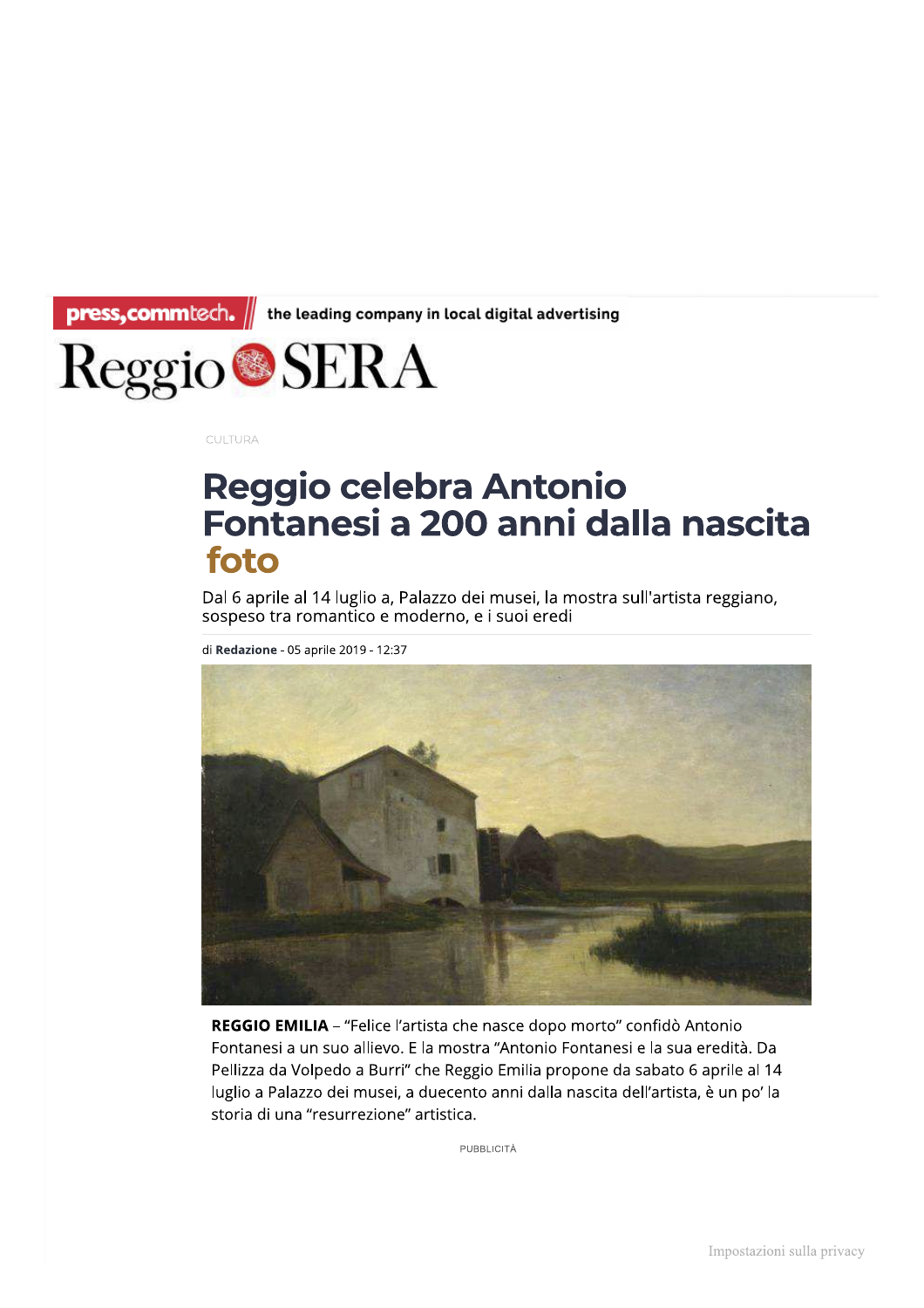press,commtech. // the leading company in local digital advertising

Reggio SERA

CULTURA

# Reggio celebra Antonio Fontanesi a 200 anni dalla nascita foto

Dal 6 aprile al 14 luglio a, Palazzo dei musei, la mostra sull'artista reggiano, sospeso tra romantico e moderno, e i suoi eredi

di **Redazione** - 05 aprile 2019 - 12:37

**REGGIO EMILIA** – "Felice l'artista che nasce dopo morto" confidò Antonio Fontanesi a un suo allievo. E la mostra "Antonio Fontanesi e la sua eredità. Da Pellizza da Volpedo a Burri" che Reggio Emilia propone da sabato 6 aprile al 14 luglio a Palazzo dei musei, a duecento anni dalla nascita dell'artista, è un po' la storia di una "resurrezione" artistica.

PUBBLICITÀ

Impostazioni sulla privacy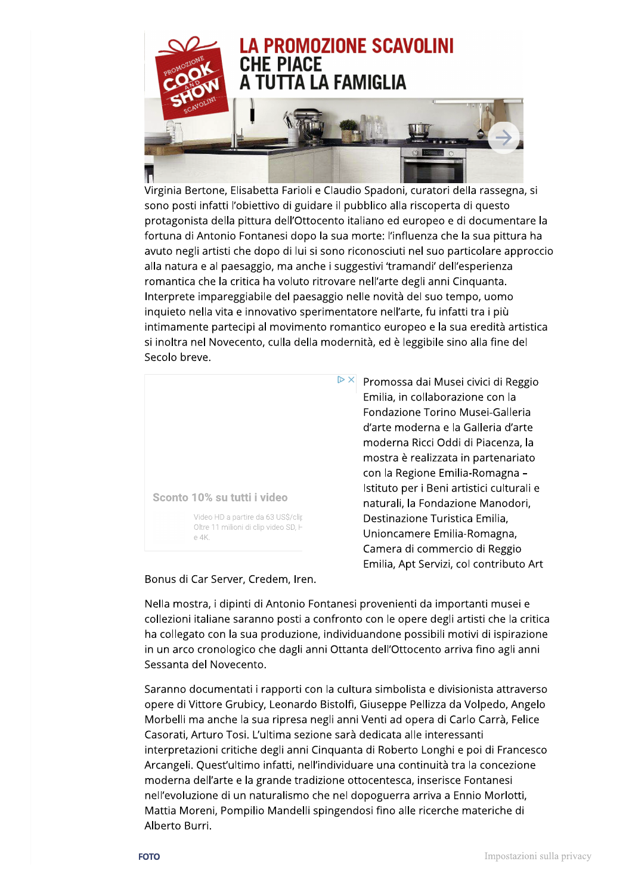Virginia Bertone, Elisabetta Farioli e Claudio Spadoni, curatori della rassegna, si sono posti infatti l'obiettivo di guidare il pubblico alla riscoperta di questo protagonista della pittura dell'Ottocento italiano ed europeo e di documentare la fortuna di Antonio Fontanesi dopo la sua morte: l'influenza che la sua pittura ha avuto negli artisti che dopo di lui si sono riconosciuti nel suo particolare approccio alla natura e al paesaggio, ma anche i suggestivi 'tramandi' dell'esperienza romantica che la critica ha voluto ritrovare nell'arte degli anni Cinquanta. Interprete impareggiabile del paesaggio nelle novità del suo tempo, uomo inquieto nella vita e innovativo sperimentatore nell'arte, fu infatti tra i più intimamente partecipi al movimento romantico europeo e la sua eredità artistica si inoltra nel Novecento, culla della modernità, ed è leggibile sino alla fine del Secolo breve.

Promossa dai Musei civici di Reggio Emilia, in collaborazione con la Fondazione Torino Musei-Galleria d'arte moderna e la Galleria d'arte moderna Ricci Oddi di Piacenza, la mostra è realizzata in partenariato con la Regione Emilia-Romagna – Istituto per i Beni artistici culturali e naturali, la Fondazione Manodori, Destinazione Turistica Emilia, Unioncamere Emilia-Romagna, Camera di commercio di Reggio Emilia, Apt Servizi, col contributo Art Bonus di Car Server, Credem, Iren.

Nella mostra, i dipinti di Antonio Fontanesi provenienti da importanti musei e collezioni italiane saranno posti a confronto con le opere degli artisti che la critica ha collegato con la sua produzione, individuandone possibili motivi di ispirazione in un arco cronologico che dagli anni Ottanta dell'Ottocento arriva fino agli anni Sessanta del Novecento.

Saranno documentati i rapporti con la cultura simbolista e divisionista attraverso opere di Vittore Grubicy, Leonardo Bistolfi, Giuseppe Pellizza da Volpedo, Angelo Morbelli ma anche la sua ripresa negli anni Venti ad opera di Carlo Carrà, Felice Casorati, Arturo Tosi. L'ultima sezione sarà dedicata alle interessanti interpretazioni critiche degli anni Cinquanta di Roberto Longhi e poi di Francesco Arcangeli. Quest'ultimo infatti, nell'individuare una continuità tra la concezione moderna dell'arte e la grande tradizione ottocentesca, inserisce Fontanesi nell'evoluzione di un naturalismo che nel dopoguerra arriva a Ennio Morlotti, Mattia Moreni, Pompilio Mandelli spingendosi fino alle ricerche materiche di Alberto Burri.